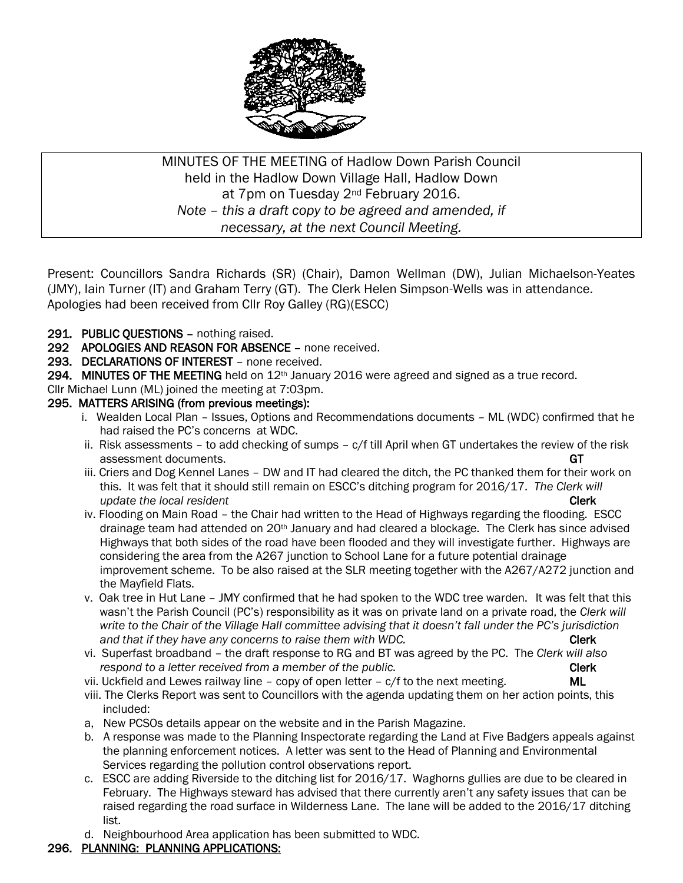MINUTES OF THE MEETING of Hadlow Down Parish Council
held in the Hadlow Down Village Hall, Hadlow Down
at 7pm on Tuesday 2nd February 2016.
*Note – this a draft copy to be agreed and amended, if necessary, at the next Council Meeting.*

Present: Councillors Sandra Richards (SR) (Chair), Damon Wellman (DW), Julian Michaelson-Yeates (JMY), Iain Turner (IT) and Graham Terry (GT). The Clerk Helen Simpson-Wells was in attendance. Apologies had been received from Cllr Roy Galley (RG)(ESCC)

**291. PUBLIC QUESTIONS** – nothing raised.

**292 APOLOGIES AND REASON FOR ABSENCE** – none received.

**293. DECLARATIONS OF INTEREST** – none received.

**294. MINUTES OF THE MEETING** held on 12th January 2016 were agreed and signed as a true record.

Cllr Michael Lunn (ML) joined the meeting at 7:03pm.

**295. MATTERS ARISING (from previous meetings):**

i. Wealden Local Plan – Issues, Options and Recommendations documents – ML (WDC) confirmed that he had raised the PC's concerns at WDC.

ii. Risk assessments – to add checking of sumps – c/f till April when GT undertakes the review of the risk assessment documents. **GT**

iii. Criers and Dog Kennel Lanes – DW and IT had cleared the ditch, the PC thanked them for their work on this. It was felt that it should still remain on ESCC's ditching program for 2016/17. *The Clerk will update the local resident* **Clerk**

iv. Flooding on Main Road – the Chair had written to the Head of Highways regarding the flooding. ESCC drainage team had attended on 20th January and had cleared a blockage. The Clerk has since advised Highways that both sides of the road have been flooded and they will investigate further. Highways are considering the area from the A267 junction to School Lane for a future potential drainage improvement scheme. To be also raised at the SLR meeting together with the A267/A272 junction and the Mayfield Flats.

v. Oak tree in Hut Lane – JMY confirmed that he had spoken to the WDC tree warden. It was felt that this wasn't the Parish Council (PC's) responsibility as it was on private land on a private road, the *Clerk will write to the Chair of the Village Hall committee advising that it doesn't fall under the PC's jurisdiction and that if they have any concerns to raise them with WDC.* **Clerk**

vi. Superfast broadband – the draft response to RG and BT was agreed by the PC. The *Clerk will also respond to a letter received from a member of the public.* **Clerk**

vii. Uckfield and Lewes railway line – copy of open letter – c/f to the next meeting. **ML**

viii. The Clerks Report was sent to Councillors with the agenda updating them on her action points, this included:

a, New PCSOs details appear on the website and in the Parish Magazine.

b. A response was made to the Planning Inspectorate regarding the Land at Five Badgers appeals against the planning enforcement notices. A letter was sent to the Head of Planning and Environmental Services regarding the pollution control observations report.

c. ESCC are adding Riverside to the ditching list for 2016/17. Waghorns gullies are due to be cleared in February. The Highways steward has advised that there currently aren't any safety issues that can be raised regarding the road surface in Wilderness Lane. The lane will be added to the 2016/17 ditching list.

d. Neighbourhood Area application has been submitted to WDC.

**296. PLANNING: PLANNING APPLICATIONS:**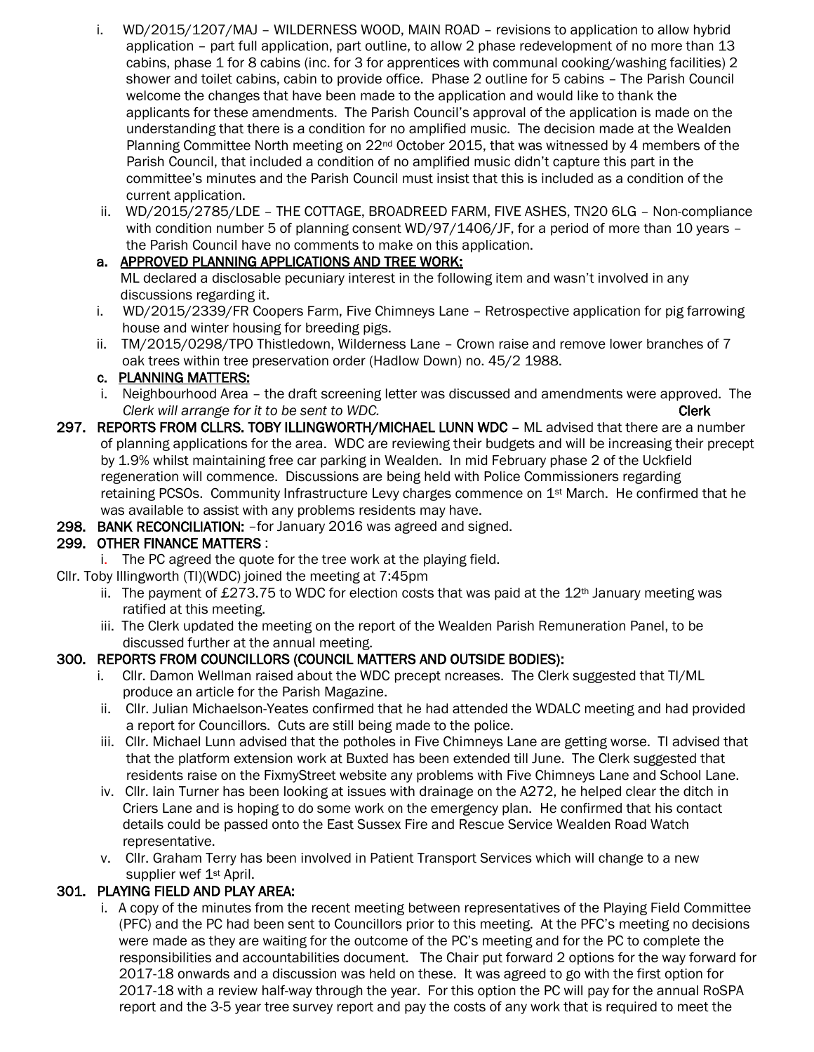i. WD/2015/1207/MAJ – WILDERNESS WOOD, MAIN ROAD – revisions to application to allow hybrid application – part full application, part outline, to allow 2 phase redevelopment of no more than 13 cabins, phase 1 for 8 cabins (inc. for 3 for apprentices with communal cooking/washing facilities) 2 shower and toilet cabins, cabin to provide office. Phase 2 outline for 5 cabins – The Parish Council welcome the changes that have been made to the application and would like to thank the applicants for these amendments. The Parish Council's approval of the application is made on the understanding that there is a condition for no amplified music. The decision made at the Wealden Planning Committee North meeting on 22nd October 2015, that was witnessed by 4 members of the Parish Council, that included a condition of no amplified music didn't capture this part in the committee's minutes and the Parish Council must insist that this is included as a condition of the current application.

ii. WD/2015/2785/LDE – THE COTTAGE, BROADREED FARM, FIVE ASHES, TN20 6LG – Non-compliance with condition number 5 of planning consent WD/97/1406/JF, for a period of more than 10 years – the Parish Council have no comments to make on this application.

**a. APPROVED PLANNING APPLICATIONS AND TREE WORK:**

ML declared a disclosable pecuniary interest in the following item and wasn't involved in any discussions regarding it.

i. WD/2015/2339/FR Coopers Farm, Five Chimneys Lane – Retrospective application for pig farrowing house and winter housing for breeding pigs.

ii. TM/2015/0298/TPO Thistledown, Wilderness Lane – Crown raise and remove lower branches of 7 oak trees within tree preservation order (Hadlow Down) no. 45/2 1988.

**c. PLANNING MATTERS:**

i. Neighbourhood Area – the draft screening letter was discussed and amendments were approved. The *Clerk will arrange for it to be sent to WDC.* **Clerk**

**297. REPORTS FROM CLLRS. TOBY ILLINGWORTH/MICHAEL LUNN WDC –** ML advised that there are a number of planning applications for the area. WDC are reviewing their budgets and will be increasing their precept by 1.9% whilst maintaining free car parking in Wealden. In mid February phase 2 of the Uckfield regeneration will commence. Discussions are being held with Police Commissioners regarding retaining PCSOs. Community Infrastructure Levy charges commence on 1st March. He confirmed that he was available to assist with any problems residents may have.

**298. BANK RECONCILIATION:** –for January 2016 was agreed and signed.

**299. OTHER FINANCE MATTERS** :

i. The PC agreed the quote for the tree work at the playing field.

Cllr. Toby Illingworth (TI)(WDC) joined the meeting at 7:45pm

ii. The payment of £273.75 to WDC for election costs that was paid at the 12th January meeting was ratified at this meeting.

iii. The Clerk updated the meeting on the report of the Wealden Parish Remuneration Panel, to be discussed further at the annual meeting.

**300. REPORTS FROM COUNCILLORS (COUNCIL MATTERS AND OUTSIDE BODIES):**

i. Cllr. Damon Wellman raised about the WDC precept ncreases. The Clerk suggested that TI/ML produce an article for the Parish Magazine.

ii. Cllr. Julian Michaelson-Yeates confirmed that he had attended the WDALC meeting and had provided a report for Councillors. Cuts are still being made to the police.

iii. Cllr. Michael Lunn advised that the potholes in Five Chimneys Lane are getting worse. TI advised that that the platform extension work at Buxted has been extended till June. The Clerk suggested that residents raise on the FixmyStreet website any problems with Five Chimneys Lane and School Lane.

iv. Cllr. Iain Turner has been looking at issues with drainage on the A272, he helped clear the ditch in Criers Lane and is hoping to do some work on the emergency plan. He confirmed that his contact details could be passed onto the East Sussex Fire and Rescue Service Wealden Road Watch representative.

v. Cllr. Graham Terry has been involved in Patient Transport Services which will change to a new supplier wef 1st April.

**301. PLAYING FIELD AND PLAY AREA:**

i. A copy of the minutes from the recent meeting between representatives of the Playing Field Committee (PFC) and the PC had been sent to Councillors prior to this meeting. At the PFC's meeting no decisions were made as they are waiting for the outcome of the PC's meeting and for the PC to complete the responsibilities and accountabilities document. The Chair put forward 2 options for the way forward for 2017-18 onwards and a discussion was held on these. It was agreed to go with the first option for 2017-18 with a review half-way through the year. For this option the PC will pay for the annual RoSPA report and the 3-5 year tree survey report and pay the costs of any work that is required to meet the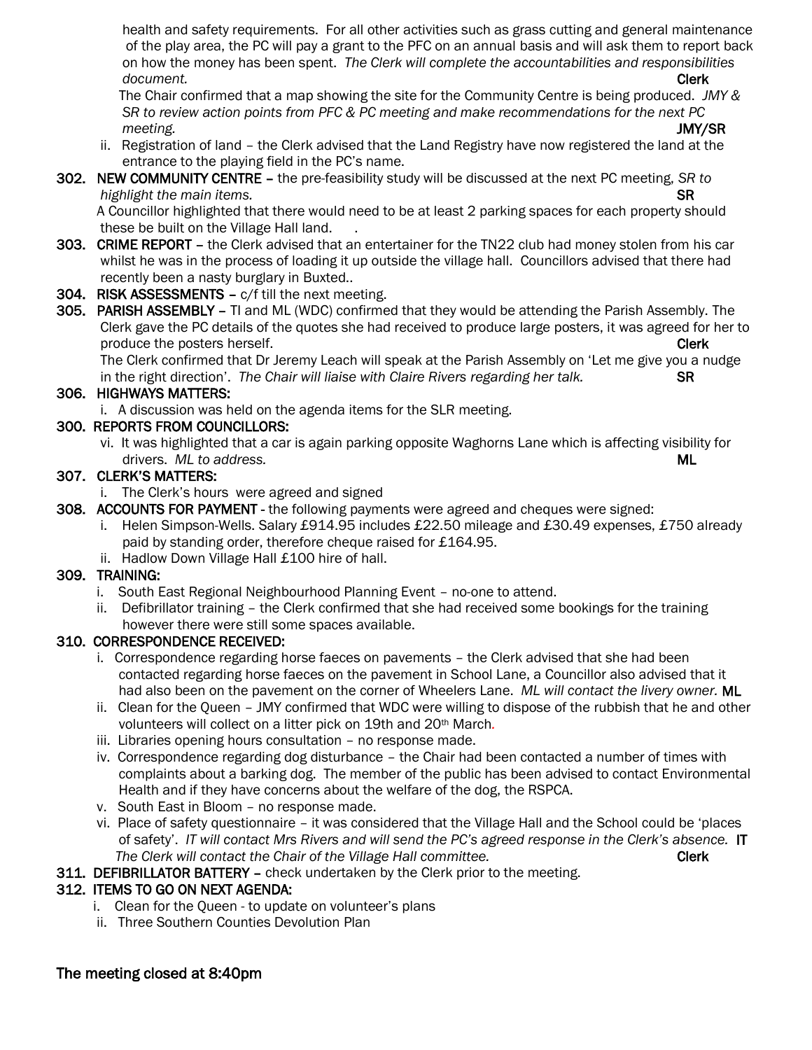health and safety requirements. For all other activities such as grass cutting and general maintenance of the play area, the PC will pay a grant to the PFC on an annual basis and will ask them to report back on how the money has been spent. *The Clerk will complete the accountabilities and responsibilities document.* **Clerk**

The Chair confirmed that a map showing the site for the Community Centre is being produced. *JMY & SR to review action points from PFC & PC meeting and make recommendations for the next PC meeting.* **JMY/SR**

ii. Registration of land – the Clerk advised that the Land Registry have now registered the land at the entrance to the playing field in the PC's name.

**302. NEW COMMUNITY CENTRE –** the pre-feasibility study will be discussed at the next PC meeting, *SR to highlight the main items.* **SR**

A Councillor highlighted that there would need to be at least 2 parking spaces for each property should these be built on the Village Hall land.

**303. CRIME REPORT –** the Clerk advised that an entertainer for the TN22 club had money stolen from his car whilst he was in the process of loading it up outside the village hall. Councillors advised that there had recently been a nasty burglary in Buxted..

**304. RISK ASSESSMENTS –** c/f till the next meeting.

**305. PARISH ASSEMBLY –** TI and ML (WDC) confirmed that they would be attending the Parish Assembly. The Clerk gave the PC details of the quotes she had received to produce large posters, it was agreed for her to produce the posters herself. **Clerk**

The Clerk confirmed that Dr Jeremy Leach will speak at the Parish Assembly on 'Let me give you a nudge in the right direction'. *The Chair will liaise with Claire Rivers regarding her talk.* **SR**

**306. HIGHWAYS MATTERS:**

i. A discussion was held on the agenda items for the SLR meeting.

**300. REPORTS FROM COUNCILLORS:**

vi. It was highlighted that a car is again parking opposite Waghorns Lane which is affecting visibility for drivers. *ML to address.* **ML**

**307. CLERK'S MATTERS:**

i. The Clerk's hours were agreed and signed

**308. ACCOUNTS FOR PAYMENT** - the following payments were agreed and cheques were signed:

i. Helen Simpson-Wells. Salary £914.95 includes £22.50 mileage and £30.49 expenses, £750 already paid by standing order, therefore cheque raised for £164.95.
ii. Hadlow Down Village Hall £100 hire of hall.

**309. TRAINING:**

i. South East Regional Neighbourhood Planning Event – no-one to attend.
ii. Defibrillator training – the Clerk confirmed that she had received some bookings for the training however there were still some spaces available.

**310. CORRESPONDENCE RECEIVED:**

i. Correspondence regarding horse faeces on pavements – the Clerk advised that she had been contacted regarding horse faeces on the pavement in School Lane, a Councillor also advised that it had also been on the pavement on the corner of Wheelers Lane. *ML will contact the livery owner.* **ML**
ii. Clean for the Queen – JMY confirmed that WDC were willing to dispose of the rubbish that he and other volunteers will collect on a litter pick on 19th and 20th March.
iii. Libraries opening hours consultation – no response made.
iv. Correspondence regarding dog disturbance – the Chair had been contacted a number of times with complaints about a barking dog. The member of the public has been advised to contact Environmental Health and if they have concerns about the welfare of the dog, the RSPCA.
v. South East in Bloom – no response made.
vi. Place of safety questionnaire – it was considered that the Village Hall and the School could be 'places of safety'. *IT will contact Mrs Rivers and will send the PC's agreed response in the Clerk's absence.* **IT**
*The Clerk will contact the Chair of the Village Hall committee.* **Clerk**

**311. DEFIBRILLATOR BATTERY –** check undertaken by the Clerk prior to the meeting.

**312. ITEMS TO GO ON NEXT AGENDA:**

i. Clean for the Queen - to update on volunteer's plans
ii. Three Southern Counties Devolution Plan

**The meeting closed at 8:40pm**